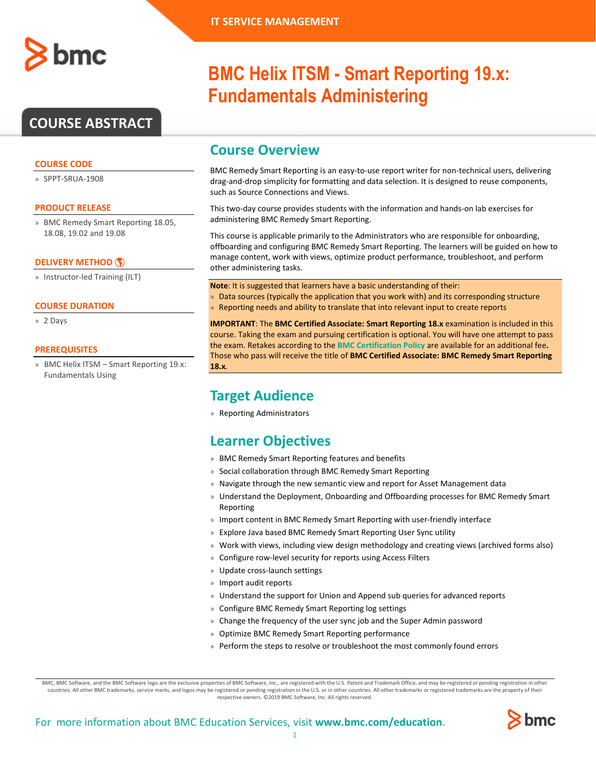IT SERVICE MANAGEMENT

# BMC Helix ITSM - Smart Reporting 19.x: Fundamentals Administering

## COURSE ABSTRACT

### COURSE CODE

- SPPT-SRUA-1908

### PRODUCT RELEASE

- BMC Remedy Smart Reporting 18.05, 18.08, 19.02 and 19.08

### DELIVERY METHOD

- Instructor-led Training (ILT)

### COURSE DURATION

- 2 Days

### PREREQUISITES

- BMC Helix ITSM – Smart Reporting 19.x: Fundamentals Using

## Course Overview

BMC Remedy Smart Reporting is an easy-to-use report writer for non-technical users, delivering drag-and-drop simplicity for formatting and data selection. It is designed to reuse components, such as Source Connections and Views.

This two-day course provides students with the information and hands-on lab exercises for administering BMC Remedy Smart Reporting.

This course is applicable primarily to the Administrators who are responsible for onboarding, offboarding and configuring BMC Remedy Smart Reporting. The learners will be guided on how to manage content, work with views, optimize product performance, troubleshoot, and perform other administering tasks.

**Note**: It is suggested that learners have a basic understanding of their:

- Data sources (typically the application that you work with) and its corresponding structure
- Reporting needs and ability to translate that into relevant input to create reports

**IMPORTANT**: The **BMC Certified Associate: Smart Reporting 18.x** examination is included in this course. Taking the exam and pursuing certification is optional. You will have one attempt to pass the exam. Retakes according to the BMC Certification Policy are available for an additional fee**.** Those who pass will receive the title of **BMC Certified Associate: BMC Remedy Smart Reporting 18.x**.

## Target Audience

- Reporting Administrators

## Learner Objectives

- BMC Remedy Smart Reporting features and benefits
- Social collaboration through BMC Remedy Smart Reporting
- Navigate through the new semantic view and report for Asset Management data
- Understand the Deployment, Onboarding and Offboarding processes for BMC Remedy Smart Reporting
- Import content in BMC Remedy Smart Reporting with user-friendly interface
- Explore Java based BMC Remedy Smart Reporting User Sync utility
- Work with views, including view design methodology and creating views (archived forms also)
- Configure row-level security for reports using Access Filters
- Update cross-launch settings
- Import audit reports
- Understand the support for Union and Append sub queries for advanced reports
- Configure BMC Remedy Smart Reporting log settings
- Change the frequency of the user sync job and the Super Admin password
- Optimize BMC Remedy Smart Reporting performance
- Perform the steps to resolve or troubleshoot the most commonly found errors

BMC, BMC Software, and the BMC Software logo are the exclusive properties of BMC Software, Inc., are registered with the U.S. Patent and Trademark Office, and may be registered or pending registration in other countries. All other BMC trademarks, service marks, and logos may be registered or pending registration in the U.S. or in other countries. All other trademarks or registered trademarks are the property of their respective owners. ©2019 BMC Software, Inc. All rights reserved.

For more information about BMC Education Services, visit **www.bmc.com/education**.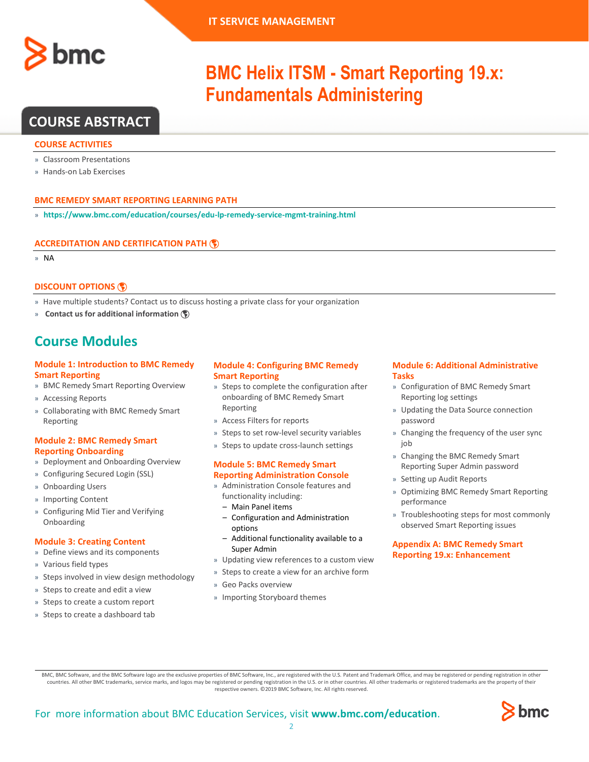IT SERVICE MANAGEMENT

# BMC Helix ITSM - Smart Reporting 19.x: Fundamentals Administering

## COURSE ABSTRACT

### COURSE ACTIVITIES

- Classroom Presentations
- Hands-on Lab Exercises

### BMC REMEDY SMART REPORTING LEARNING PATH

- **https://www.bmc.com/education/courses/edu-lp-remedy-service-mgmt-training.html**

### ACCREDITATION AND CERTIFICATION PATH

- NA

### DISCOUNT OPTIONS

- Have multiple students? Contact us to discuss hosting a private class for your organization
- **Contact us for additional information**

## Course Modules

### Module 1: Introduction to BMC Remedy Smart Reporting

- BMC Remedy Smart Reporting Overview
- Accessing Reports
- Collaborating with BMC Remedy Smart Reporting

### Module 2: BMC Remedy Smart Reporting Onboarding

- Deployment and Onboarding Overview
- Configuring Secured Login (SSL)
- Onboarding Users
- Importing Content
- Configuring Mid Tier and Verifying Onboarding

### Module 3: Creating Content

- Define views and its components
- Various field types
- Steps involved in view design methodology
- Steps to create and edit a view
- Steps to create a custom report
- Steps to create a dashboard tab

### Module 4: Configuring BMC Remedy Smart Reporting

- Steps to complete the configuration after onboarding of BMC Remedy Smart Reporting
- Access Filters for reports
- Steps to set row-level security variables
- Steps to update cross-launch settings

### Module 5: BMC Remedy Smart Reporting Administration Console

- Administration Console features and functionality including:
  - Main Panel items
  - Configuration and Administration options
  - Additional functionality available to a Super Admin
- Updating view references to a custom view
- Steps to create a view for an archive form
- Geo Packs overview
- Importing Storyboard themes

### Module 6: Additional Administrative Tasks

- Configuration of BMC Remedy Smart Reporting log settings
- Updating the Data Source connection password
- Changing the frequency of the user sync job
- Changing the BMC Remedy Smart Reporting Super Admin password
- Setting up Audit Reports
- Optimizing BMC Remedy Smart Reporting performance
- Troubleshooting steps for most commonly observed Smart Reporting issues

### Appendix A: BMC Remedy Smart Reporting 19.x: Enhancement

BMC, BMC Software, and the BMC Software logo are the exclusive properties of BMC Software, Inc., are registered with the U.S. Patent and Trademark Office, and may be registered or pending registration in other countries. All other BMC trademarks, service marks, and logos may be registered or pending registration in the U.S. or in other countries. All other trademarks or registered trademarks are the property of their respective owners. ©2019 BMC Software, Inc. All rights reserved.

For more information about BMC Education Services, visit **www.bmc.com/education**.